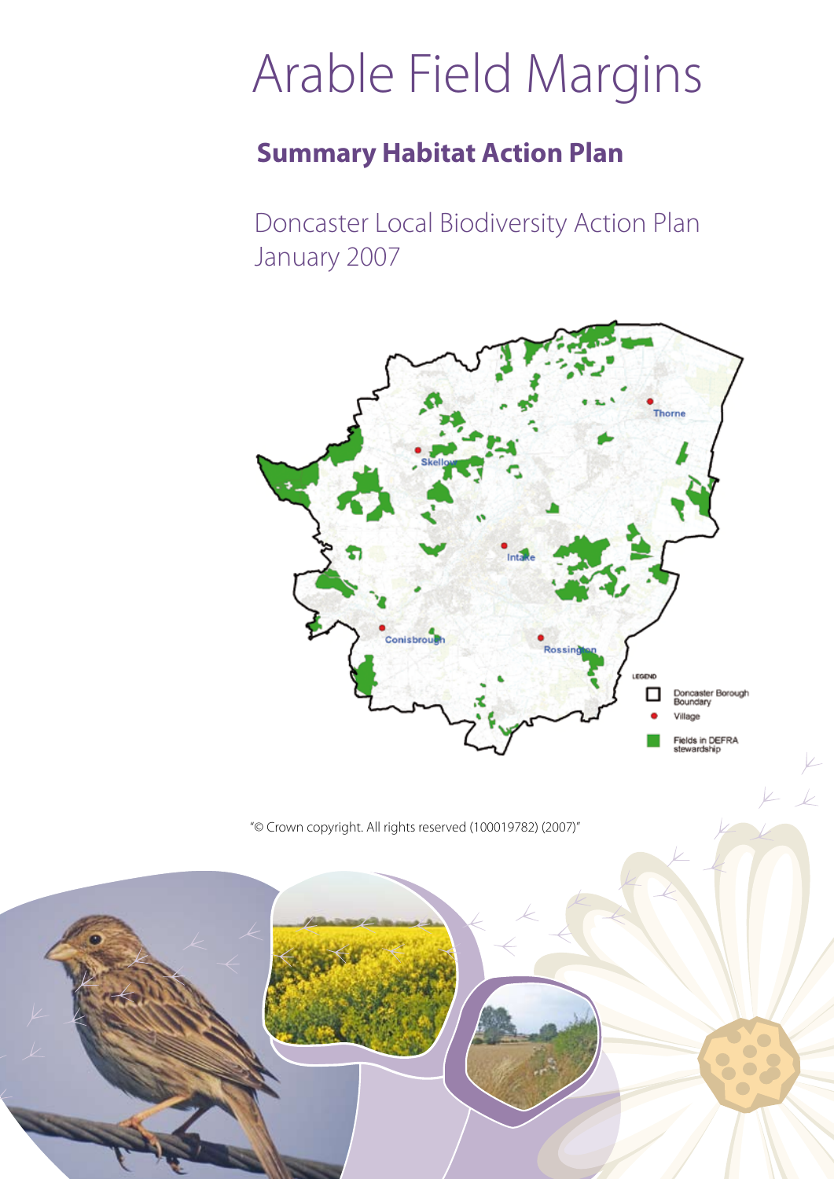# Arable Field Margins

## Summary Habitat Action Plan

Doncaster Local Biodiversity Action Plan
January 2007

Thorne

Skellow

Intake

Conisbrough

Rossington

LEGEND

Doncaster Borough Boundary

Village

Fields in DEFRA stewardship

"© Crown copyright. All rights reserved (100019782) (2007)"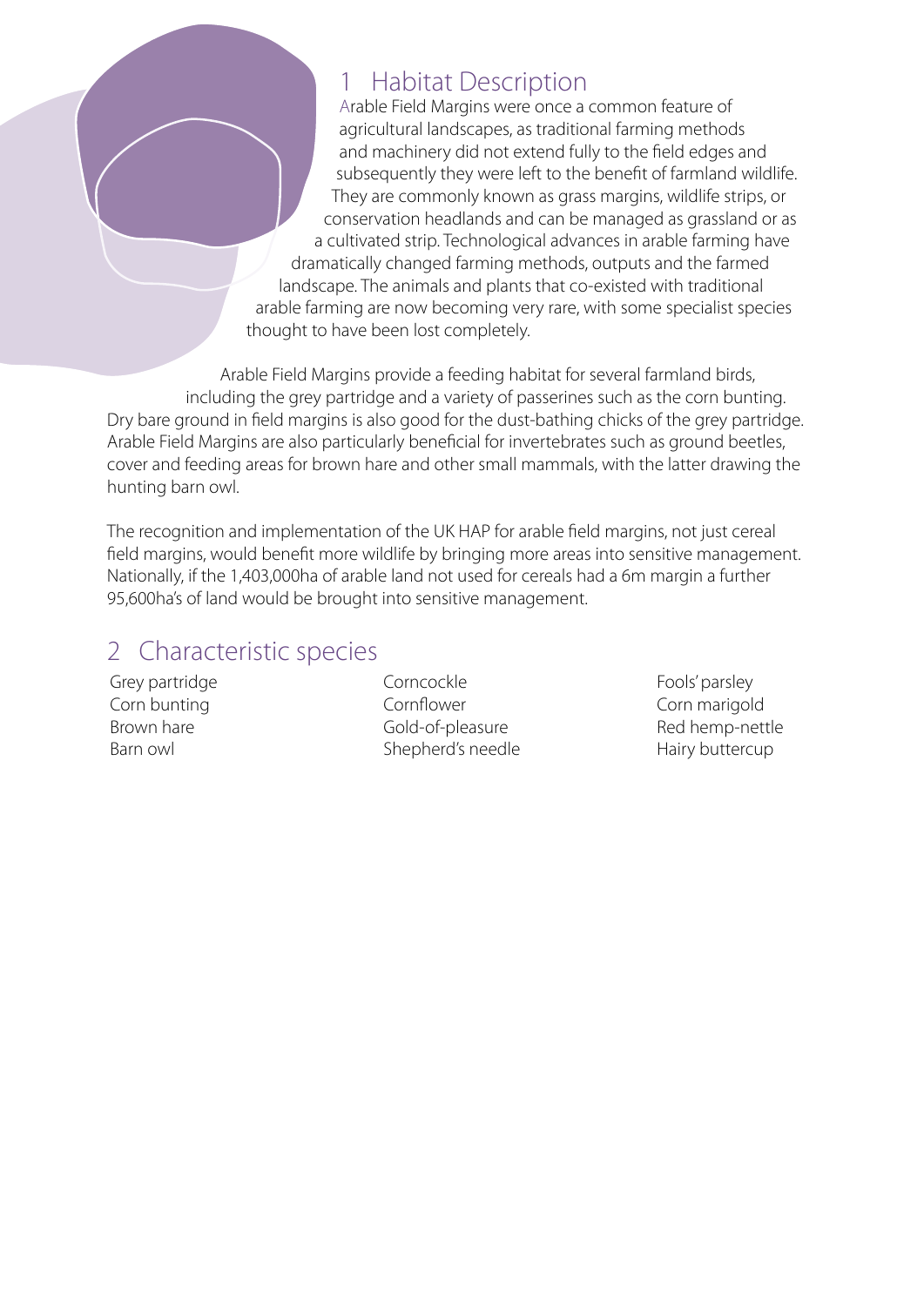## 1 Habitat Description

Arable Field Margins were once a common feature of agricultural landscapes, as traditional farming methods and machinery did not extend fully to the field edges and subsequently they were left to the benefit of farmland wildlife. They are commonly known as grass margins, wildlife strips, or conservation headlands and can be managed as grassland or as a cultivated strip. Technological advances in arable farming have dramatically changed farming methods, outputs and the farmed landscape. The animals and plants that co-existed with traditional arable farming are now becoming very rare, with some specialist species thought to have been lost completely.

Arable Field Margins provide a feeding habitat for several farmland birds, including the grey partridge and a variety of passerines such as the corn bunting. Dry bare ground in field margins is also good for the dust-bathing chicks of the grey partridge. Arable Field Margins are also particularly beneficial for invertebrates such as ground beetles, cover and feeding areas for brown hare and other small mammals, with the latter drawing the hunting barn owl.

The recognition and implementation of the UK HAP for arable field margins, not just cereal field margins, would benefit more wildlife by bringing more areas into sensitive management. Nationally, if the 1,403,000ha of arable land not used for cereals had a 6m margin a further 95,600ha's of land would be brought into sensitive management.

## 2 Characteristic species

- Grey partridge
- Corn bunting
- Brown hare
- Barn owl
- Corncockle
- Cornflower
- Gold-of-pleasure
- Shepherd's needle
- Fools' parsley
- Corn marigold
- Red hemp-nettle
- Hairy buttercup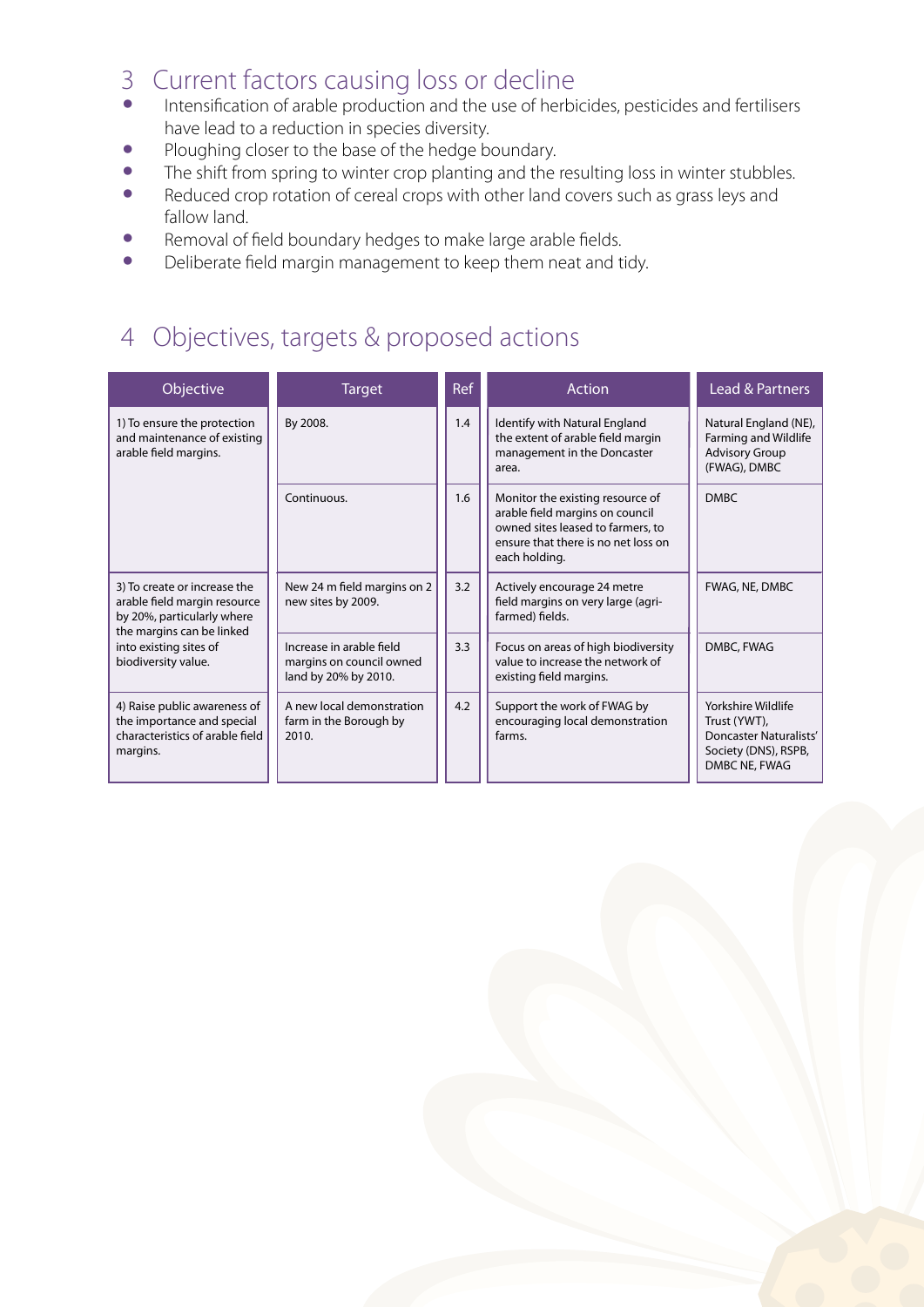## 3 Current factors causing loss or decline

- Intensification of arable production and the use of herbicides, pesticides and fertilisers have lead to a reduction in species diversity.
- Ploughing closer to the base of the hedge boundary.
- The shift from spring to winter crop planting and the resulting loss in winter stubbles.
- Reduced crop rotation of cereal crops with other land covers such as grass leys and fallow land.
- Removal of field boundary hedges to make large arable fields.
- Deliberate field margin management to keep them neat and tidy.

## 4 Objectives, targets & proposed actions

| Objective | Target | Ref | Action | Lead & Partners |
|---|---|---|---|---|
| 1) To ensure the protection and maintenance of existing arable field margins. | By 2008. | 1.4 | Identify with Natural England the extent of arable field margin management in the Doncaster area. | Natural England (NE), Farming and Wildlife Advisory Group (FWAG), DMBC |
| | Continuous. | 1.6 | Monitor the existing resource of arable field margins on council owned sites leased to farmers, to ensure that there is no net loss on each holding. | DMBC |
| 3) To create or increase the arable field margin resource by 20%, particularly where the margins can be linked into existing sites of biodiversity value. | New 24 m field margins on 2 new sites by 2009. | 3.2 | Actively encourage 24 metre field margins on very large (agri-farmed) fields. | FWAG, NE, DMBC |
| | Increase in arable field margins on council owned land by 20% by 2010. | 3.3 | Focus on areas of high biodiversity value to increase the network of existing field margins. | DMBC, FWAG |
| 4) Raise public awareness of the importance and special characteristics of arable field margins. | A new local demonstration farm in the Borough by 2010. | 4.2 | Support the work of FWAG by encouraging local demonstration farms. | Yorkshire Wildlife Trust (YWT), Doncaster Naturalists' Society (DNS), RSPB, DMBC NE, FWAG |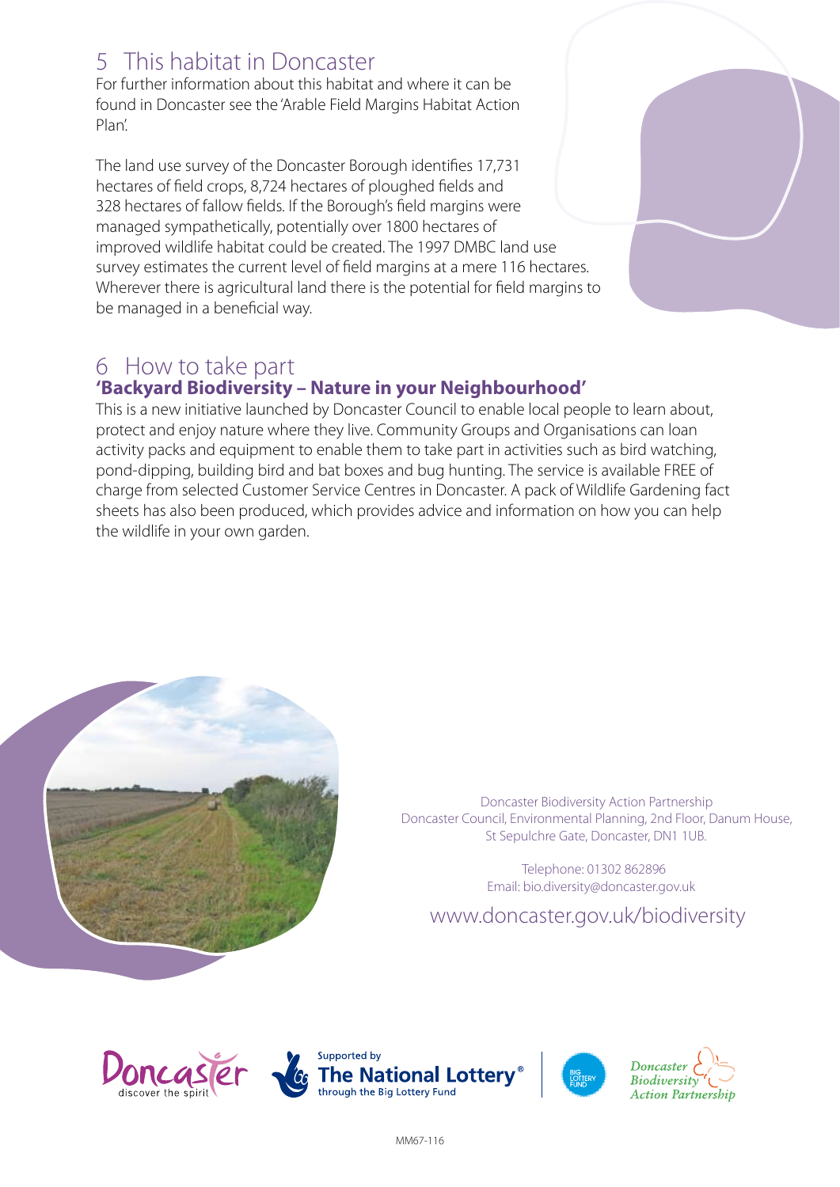## 5 This habitat in Doncaster

For further information about this habitat and where it can be found in Doncaster see the 'Arable Field Margins Habitat Action Plan'.

The land use survey of the Doncaster Borough identifies 17,731 hectares of field crops, 8,724 hectares of ploughed fields and 328 hectares of fallow fields. If the Borough's field margins were managed sympathetically, potentially over 1800 hectares of improved wildlife habitat could be created. The 1997 DMBC land use survey estimates the current level of field margins at a mere 116 hectares. Wherever there is agricultural land there is the potential for field margins to be managed in a beneficial way.

## 6 How to take part

**'Backyard Biodiversity – Nature in your Neighbourhood'**

This is a new initiative launched by Doncaster Council to enable local people to learn about, protect and enjoy nature where they live. Community Groups and Organisations can loan activity packs and equipment to enable them to take part in activities such as bird watching, pond-dipping, building bird and bat boxes and bug hunting. The service is available FREE of charge from selected Customer Service Centres in Doncaster. A pack of Wildlife Gardening fact sheets has also been produced, which provides advice and information on how you can help the wildlife in your own garden.

Doncaster Biodiversity Action Partnership
Doncaster Council, Environmental Planning, 2nd Floor, Danum House,
St Sepulchre Gate, Doncaster, DN1 1UB.

Telephone: 01302 862896
Email: bio.diversity@doncaster.gov.uk

www.doncaster.gov.uk/biodiversity

Doncaster discover the spirit

Supported by The National Lottery® through the Big Lottery Fund

BIG LOTTERY FUND

Doncaster Biodiversity Action Partnership

MM67-116